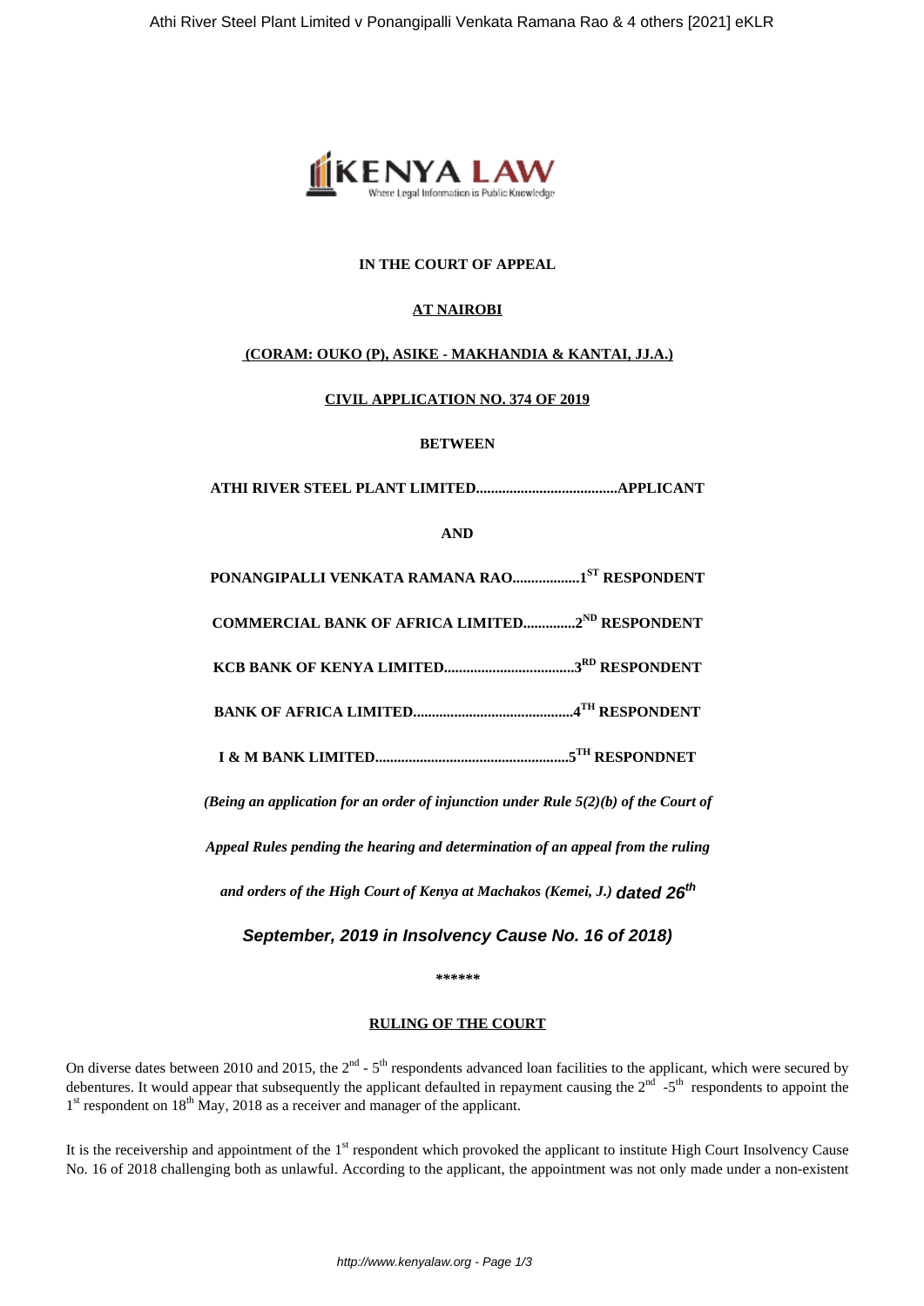**IN THE COURT OF APPEAL**

**AT NAIROBI**

**(CORAM: OUKO (P), ASIKE - MAKHANDIA & KANTAI, JJ.A.)**

**CIVIL APPLICATION NO. 374 OF 2019**

**BETWEEN**

**ATHI RIVER STEEL PLANT LIMITED......................................APPLICANT**

**AND**

**PONANGIPALLI VENKATA RAMANA RAO..................1ST RESPONDENT**

**COMMERCIAL BANK OF AFRICA LIMITED..............2ND RESPONDENT**

**KCB BANK OF KENYA LIMITED...................................3RD RESPONDENT**

**BANK OF AFRICA LIMITED...........................................4TH RESPONDENT**

**I & M BANK LIMITED....................................................5TH RESPONDNET**

***(Being an application for an order of injunction under Rule 5(2)(b) of the Court of Appeal Rules pending the hearing and determination of an appeal from the ruling and orders of the High Court of Kenya at Machakos (Kemei, J.) dated 26th September, 2019 in Insolvency Cause No. 16 of 2018)***

**\*\*\*\*\*\***

**RULING OF THE COURT**

On diverse dates between 2010 and 2015, the 2nd - 5th respondents advanced loan facilities to the applicant, which were secured by debentures. It would appear that subsequently the applicant defaulted in repayment causing the 2nd -5th respondents to appoint the 1st respondent on 18th May, 2018 as a receiver and manager of the applicant.

It is the receivership and appointment of the 1st respondent which provoked the applicant to institute High Court Insolvency Cause No. 16 of 2018 challenging both as unlawful. According to the applicant, the appointment was not only made under a non-existent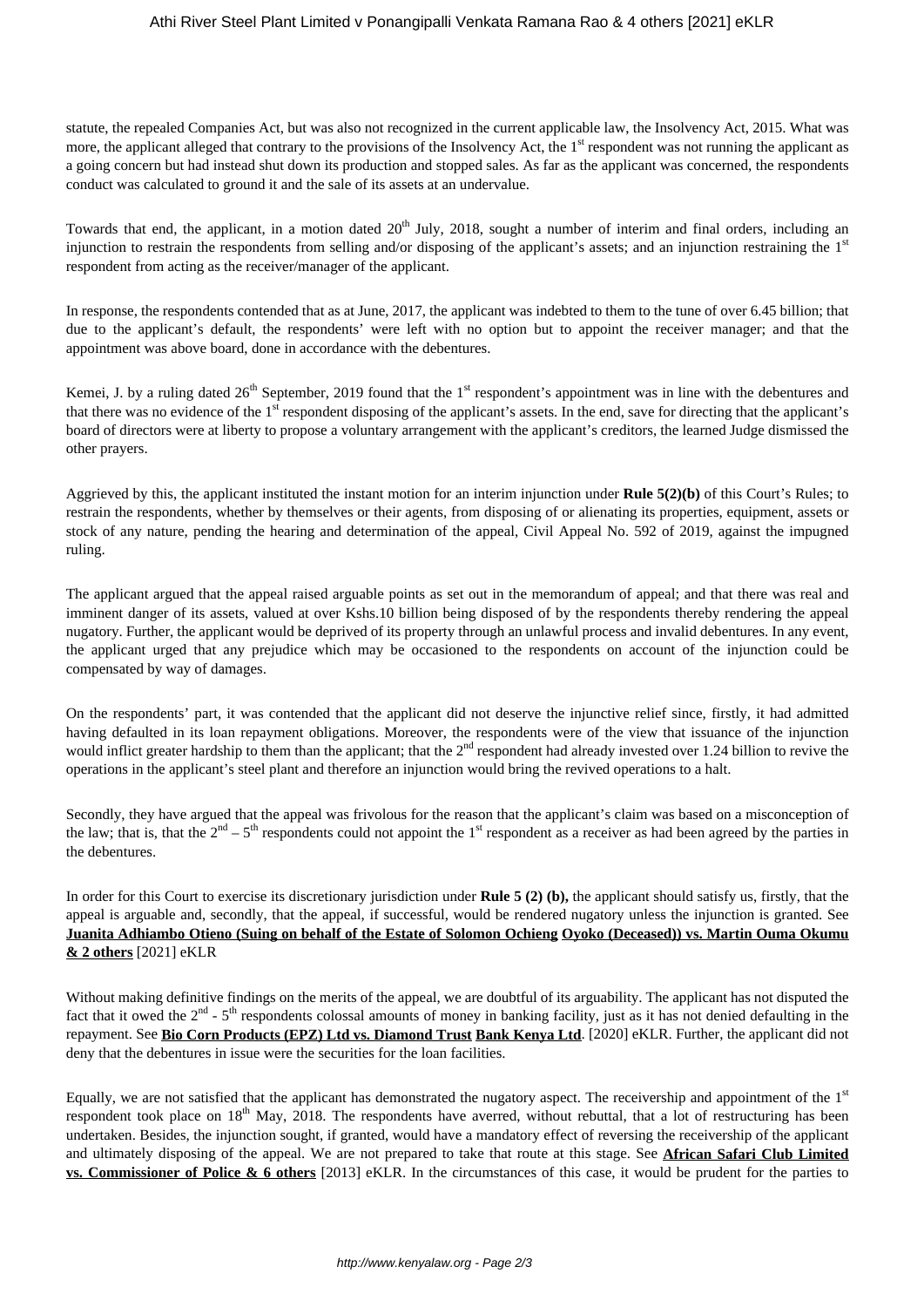statute, the repealed Companies Act, but was also not recognized in the current applicable law, the Insolvency Act, 2015. What was more, the applicant alleged that contrary to the provisions of the Insolvency Act, the 1st respondent was not running the applicant as a going concern but had instead shut down its production and stopped sales. As far as the applicant was concerned, the respondents conduct was calculated to ground it and the sale of its assets at an undervalue.

Towards that end, the applicant, in a motion dated 20th July, 2018, sought a number of interim and final orders, including an injunction to restrain the respondents from selling and/or disposing of the applicant's assets; and an injunction restraining the 1st respondent from acting as the receiver/manager of the applicant.

In response, the respondents contended that as at June, 2017, the applicant was indebted to them to the tune of over 6.45 billion; that due to the applicant's default, the respondents' were left with no option but to appoint the receiver manager; and that the appointment was above board, done in accordance with the debentures.

Kemei, J. by a ruling dated 26th September, 2019 found that the 1st respondent's appointment was in line with the debentures and that there was no evidence of the 1st respondent disposing of the applicant's assets. In the end, save for directing that the applicant's board of directors were at liberty to propose a voluntary arrangement with the applicant's creditors, the learned Judge dismissed the other prayers.

Aggrieved by this, the applicant instituted the instant motion for an interim injunction under **Rule 5(2)(b)** of this Court's Rules; to restrain the respondents, whether by themselves or their agents, from disposing of or alienating its properties, equipment, assets or stock of any nature, pending the hearing and determination of the appeal, Civil Appeal No. 592 of 2019, against the impugned ruling.

The applicant argued that the appeal raised arguable points as set out in the memorandum of appeal; and that there was real and imminent danger of its assets, valued at over Kshs.10 billion being disposed of by the respondents thereby rendering the appeal nugatory. Further, the applicant would be deprived of its property through an unlawful process and invalid debentures. In any event, the applicant urged that any prejudice which may be occasioned to the respondents on account of the injunction could be compensated by way of damages.

On the respondents' part, it was contended that the applicant did not deserve the injunctive relief since, firstly, it had admitted having defaulted in its loan repayment obligations. Moreover, the respondents were of the view that issuance of the injunction would inflict greater hardship to them than the applicant; that the 2nd respondent had already invested over 1.24 billion to revive the operations in the applicant's steel plant and therefore an injunction would bring the revived operations to a halt.

Secondly, they have argued that the appeal was frivolous for the reason that the applicant's claim was based on a misconception of the law; that is, that the 2nd – 5th respondents could not appoint the 1st respondent as a receiver as had been agreed by the parties in the debentures.

In order for this Court to exercise its discretionary jurisdiction under **Rule 5 (2) (b),** the applicant should satisfy us, firstly, that the appeal is arguable and, secondly, that the appeal, if successful, would be rendered nugatory unless the injunction is granted. See **Juanita Adhiambo Otieno (Suing on behalf of the Estate of Solomon Ochieng Oyoko (Deceased)) vs. Martin Ouma Okumu & 2 others** [2021] eKLR

Without making definitive findings on the merits of the appeal, we are doubtful of its arguability. The applicant has not disputed the fact that it owed the 2nd - 5th respondents colossal amounts of money in banking facility, just as it has not denied defaulting in the repayment. See **Bio Corn Products (EPZ) Ltd vs. Diamond Trust Bank Kenya Ltd**. [2020] eKLR. Further, the applicant did not deny that the debentures in issue were the securities for the loan facilities.

Equally, we are not satisfied that the applicant has demonstrated the nugatory aspect. The receivership and appointment of the 1st respondent took place on 18th May, 2018. The respondents have averred, without rebuttal, that a lot of restructuring has been undertaken. Besides, the injunction sought, if granted, would have a mandatory effect of reversing the receivership of the applicant and ultimately disposing of the appeal. We are not prepared to take that route at this stage. See **African Safari Club Limited vs. Commissioner of Police & 6 others** [2013] eKLR. In the circumstances of this case, it would be prudent for the parties to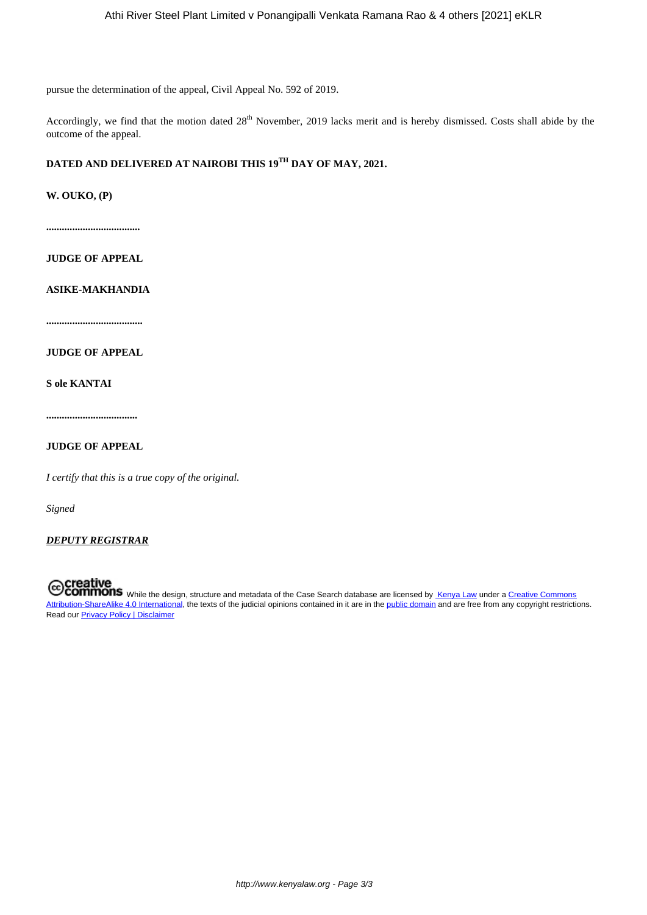pursue the determination of the appeal, Civil Appeal No. 592 of 2019.

Accordingly, we find that the motion dated 28th November, 2019 lacks merit and is hereby dismissed. Costs shall abide by the outcome of the appeal.

**DATED AND DELIVERED AT NAIROBI THIS 19TH DAY OF MAY, 2021.**

**W. OUKO, (P)**

**....................................**

**JUDGE OF APPEAL**

**ASIKE-MAKHANDIA**

**.....................................**

**JUDGE OF APPEAL**

**S ole KANTAI**

**...................................**

**JUDGE OF APPEAL**

*I certify that this is a true copy of the original.*

*Signed*

***DEPUTY REGISTRAR***

While the design, structure and metadata of the Case Search database are licensed by Kenya Law under a Creative Commons Attribution-ShareAlike 4.0 International, the texts of the judicial opinions contained in it are in the public domain and are free from any copyright restrictions. Read our Privacy Policy | Disclaimer